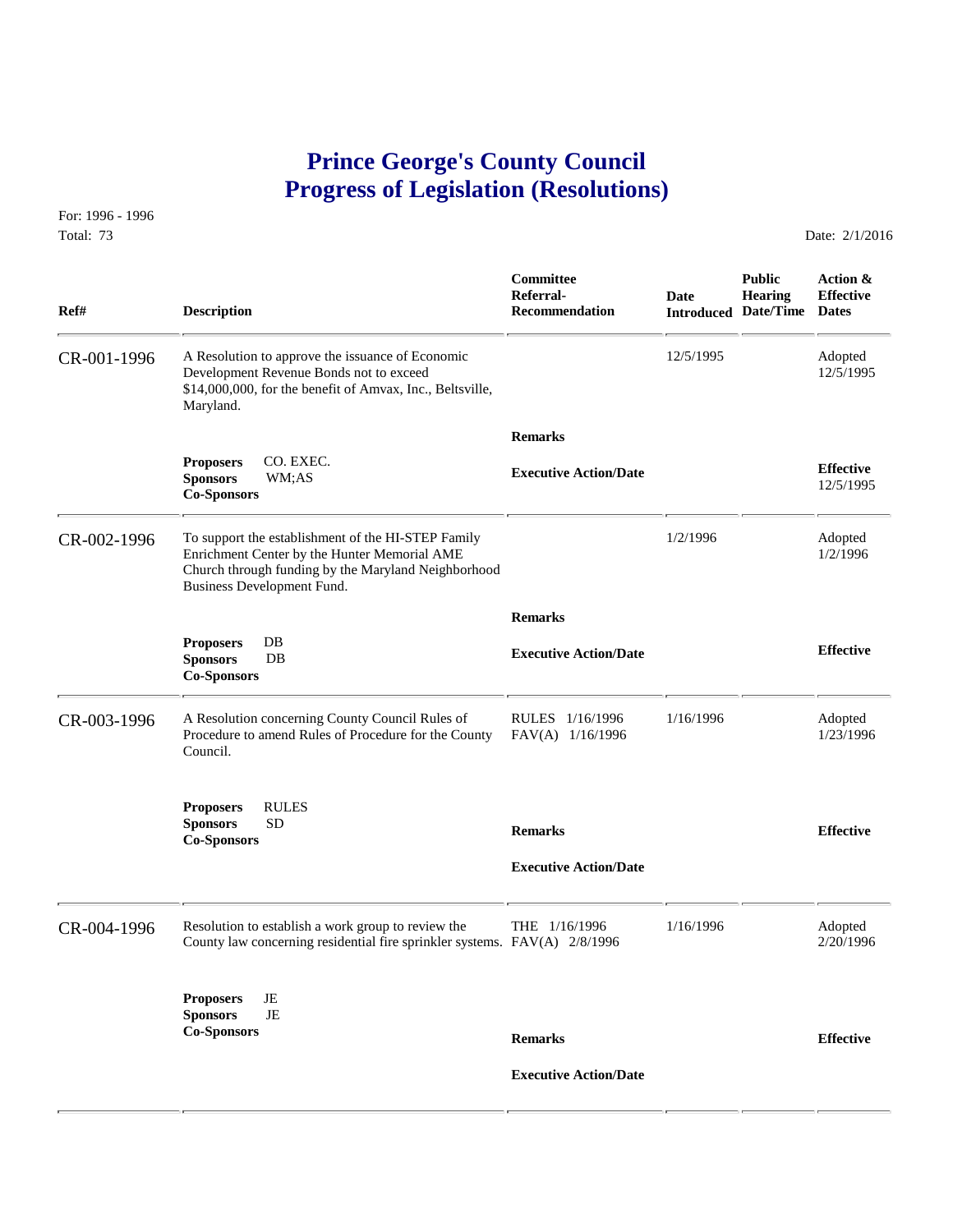# Prince George's County Council
# Progress of Legislation (Resolutions)

For: 1996 - 1996

Total: 73

Date: 2/1/2016

| Ref# | Description | Committee Referral-Recommendation | Date Introduced | Public Hearing Date/Time | Action & Effective Dates |
|---|---|---|---|---|---|
| CR-001-1996 | A Resolution to approve the issuance of Economic Development Revenue Bonds not to exceed $14,000,000, for the benefit of Amvax, Inc., Beltsville, Maryland. | | 12/5/1995 | | Adopted 12/5/1995 |
| | **Proposers** CO. EXEC.<br>**Sponsors** WM;AS<br>**Co-Sponsors** | **Remarks**<br>**Executive Action/Date** | | | **Effective** 12/5/1995 |
| CR-002-1996 | To support the establishment of the HI-STEP Family Enrichment Center by the Hunter Memorial AME Church through funding by the Maryland Neighborhood Business Development Fund. | | 1/2/1996 | | Adopted 1/2/1996 |
| | **Proposers** DB<br>**Sponsors** DB<br>**Co-Sponsors** | **Remarks**<br>**Executive Action/Date** | | | **Effective** |
| CR-003-1996 | A Resolution concerning County Council Rules of Procedure to amend Rules of Procedure for the County Council. | RULES 1/16/1996<br>FAV(A) 1/16/1996 | 1/16/1996 | | Adopted 1/23/1996 |
| | **Proposers** RULES<br>**Sponsors** SD<br>**Co-Sponsors** | **Remarks**<br>**Executive Action/Date** | | | **Effective** |
| CR-004-1996 | Resolution to establish a work group to review the County law concerning residential fire sprinkler systems. | THE 1/16/1996<br>FAV(A) 2/8/1996 | 1/16/1996 | | Adopted 2/20/1996 |
| | **Proposers** JE<br>**Sponsors** JE<br>**Co-Sponsors** | **Remarks**<br>**Executive Action/Date** | | | **Effective** |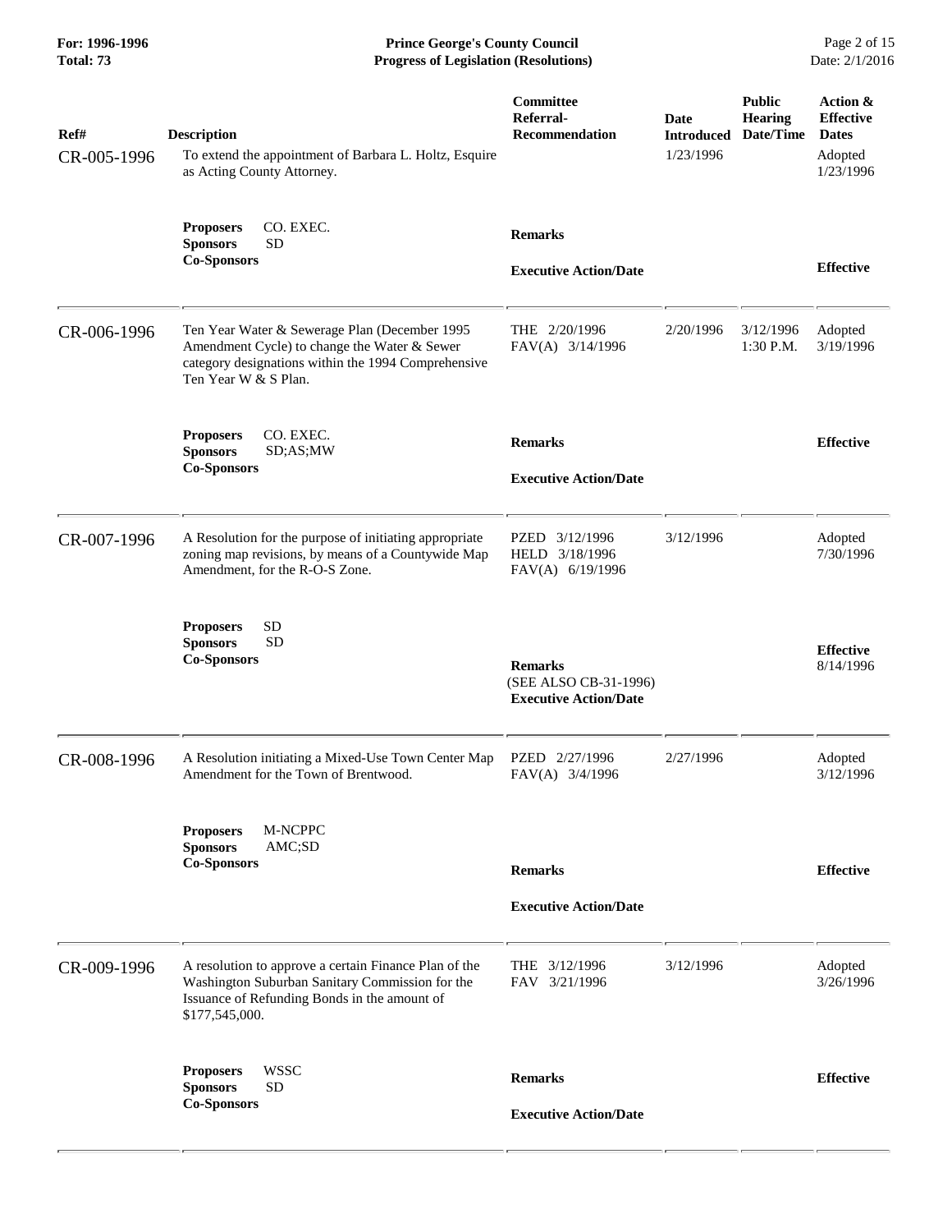| Ref# | Description | Committee Referral-Recommendation | Date Introduced | Public Hearing Date/Time | Action & Effective Dates |
|---|---|---|---|---|---|
| CR-005-1996 | To extend the appointment of Barbara L. Holtz, Esquire as Acting County Attorney. | | 1/23/1996 | | Adopted 1/23/1996 |
| | **Proposers** CO. EXEC.<br>**Sponsors** SD<br>**Co-Sponsors** | **Remarks**<br><br>**Executive Action/Date** | | | **Effective** |
| CR-006-1996 | Ten Year Water & Sewerage Plan (December 1995 Amendment Cycle) to change the Water & Sewer category designations within the 1994 Comprehensive Ten Year W & S Plan. | THE 2/20/1996<br>FAV(A) 3/14/1996 | 2/20/1996 | 3/12/1996 1:30 P.M. | Adopted 3/19/1996 |
| | **Proposers** CO. EXEC.<br>**Sponsors** SD;AS;MW<br>**Co-Sponsors** | **Remarks**<br><br>**Executive Action/Date** | | | **Effective** |
| CR-007-1996 | A Resolution for the purpose of initiating appropriate zoning map revisions, by means of a Countywide Map Amendment, for the R-O-S Zone. | PZED 3/12/1996<br>HELD 3/18/1996<br>FAV(A) 6/19/1996 | 3/12/1996 | | Adopted 7/30/1996 |
| | **Proposers** SD<br>**Sponsors** SD<br>**Co-Sponsors** | **Remarks**<br>(SEE ALSO CB-31-1996)<br>**Executive Action/Date** | | | **Effective** 8/14/1996 |
| CR-008-1996 | A Resolution initiating a Mixed-Use Town Center Map Amendment for the Town of Brentwood. | PZED 2/27/1996<br>FAV(A) 3/4/1996 | 2/27/1996 | | Adopted 3/12/1996 |
| | **Proposers** M-NCPPC<br>**Sponsors** AMC;SD<br>**Co-Sponsors** | **Remarks**<br><br>**Executive Action/Date** | | | **Effective** |
| CR-009-1996 | A resolution to approve a certain Finance Plan of the Washington Suburban Sanitary Commission for the Issuance of Refunding Bonds in the amount of $177,545,000. | THE 3/12/1996<br>FAV 3/21/1996 | 3/12/1996 | | Adopted 3/26/1996 |
| | **Proposers** WSSC<br>**Sponsors** SD<br>**Co-Sponsors** | **Remarks**<br><br>**Executive Action/Date** | | | **Effective** |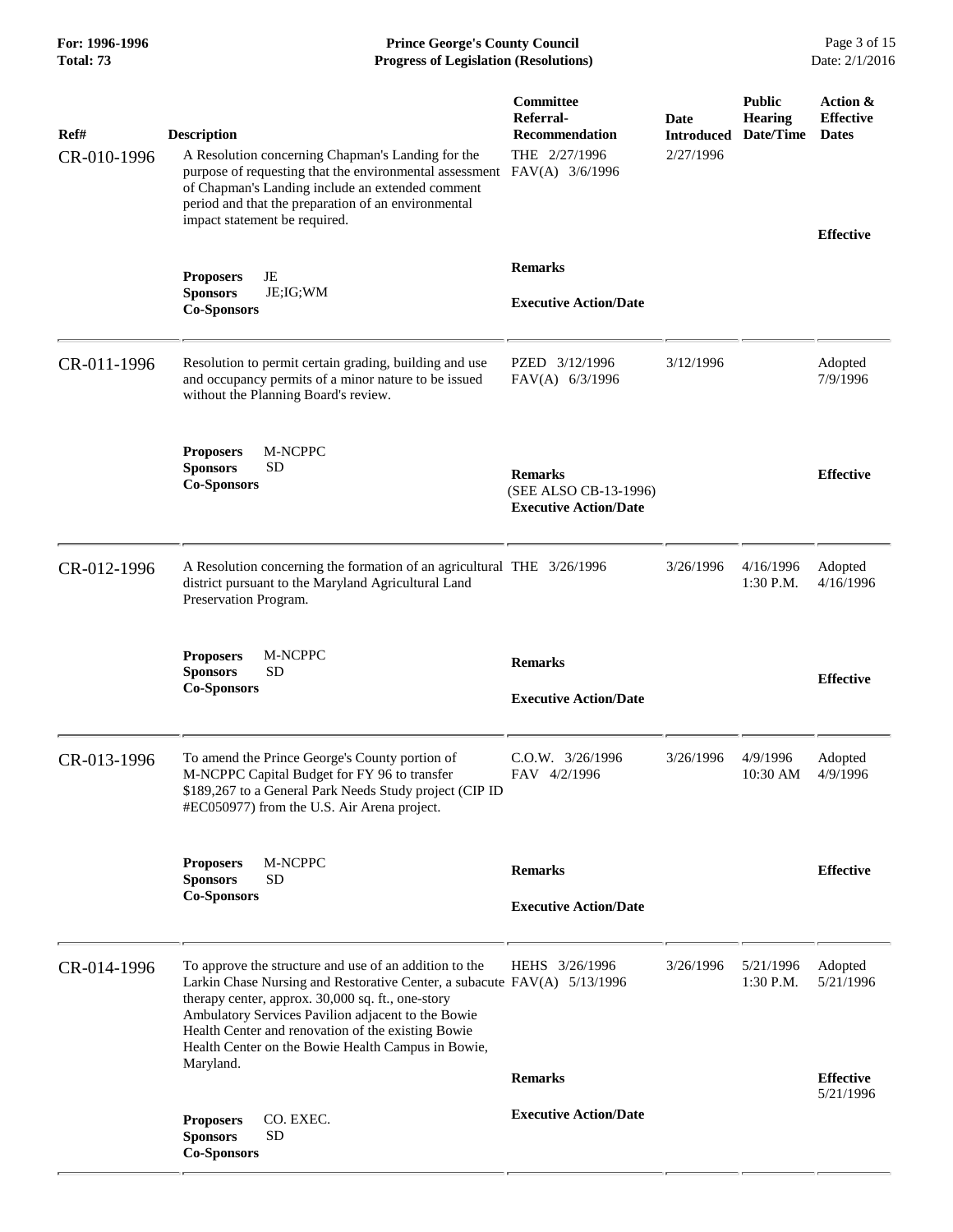| Ref# | Description | Committee Referral-Recommendation | Date Introduced | Public Hearing Date/Time | Action & Effective Dates |
|---|---|---|---|---|---|
| CR-010-1996 | A Resolution concerning Chapman's Landing for the purpose of requesting that the environmental assessment of Chapman's Landing include an extended comment period and that the preparation of an environmental impact statement be required. | THE 2/27/1996<br>FAV(A) 3/6/1996 | 2/27/1996 | | **Effective** |
| | **Proposers** JE<br>**Sponsors** JE;IG;WM<br>**Co-Sponsors** | **Remarks**<br><br>**Executive Action/Date** | | | |
| CR-011-1996 | Resolution to permit certain grading, building and use and occupancy permits of a minor nature to be issued without the Planning Board's review. | PZED 3/12/1996<br>FAV(A) 6/3/1996 | 3/12/1996 | | Adopted<br>7/9/1996 |
| | **Proposers** M-NCPPC<br>**Sponsors** SD<br>**Co-Sponsors** | **Remarks**<br>(SEE ALSO CB-13-1996)<br>**Executive Action/Date** | | | **Effective** |
| CR-012-1996 | A Resolution concerning the formation of an agricultural district pursuant to the Maryland Agricultural Land Preservation Program. | THE 3/26/1996 | 3/26/1996 | 4/16/1996<br>1:30 P.M. | Adopted<br>4/16/1996 |
| | **Proposers** M-NCPPC<br>**Sponsors** SD<br>**Co-Sponsors** | **Remarks**<br><br>**Executive Action/Date** | | | **Effective** |
| CR-013-1996 | To amend the Prince George's County portion of M-NCPPC Capital Budget for FY 96 to transfer $189,267 to a General Park Needs Study project (CIP ID #EC050977) from the U.S. Air Arena project. | C.O.W. 3/26/1996<br>FAV 4/2/1996 | 3/26/1996 | 4/9/1996<br>10:30 AM | Adopted<br>4/9/1996 |
| | **Proposers** M-NCPPC<br>**Sponsors** SD<br>**Co-Sponsors** | **Remarks**<br><br>**Executive Action/Date** | | | **Effective** |
| CR-014-1996 | To approve the structure and use of an addition to the Larkin Chase Nursing and Restorative Center, a subacute therapy center, approx. 30,000 sq. ft., one-story Ambulatory Services Pavilion adjacent to the Bowie Health Center and renovation of the existing Bowie Health Center on the Bowie Health Campus in Bowie, Maryland. | HEHS 3/26/1996<br>FAV(A) 5/13/1996 | 3/26/1996 | 5/21/1996<br>1:30 P.M. | Adopted<br>5/21/1996 |
| | **Proposers** CO. EXEC.<br>**Sponsors** SD<br>**Co-Sponsors** | **Remarks**<br><br>**Executive Action/Date** | | | **Effective**<br>5/21/1996 |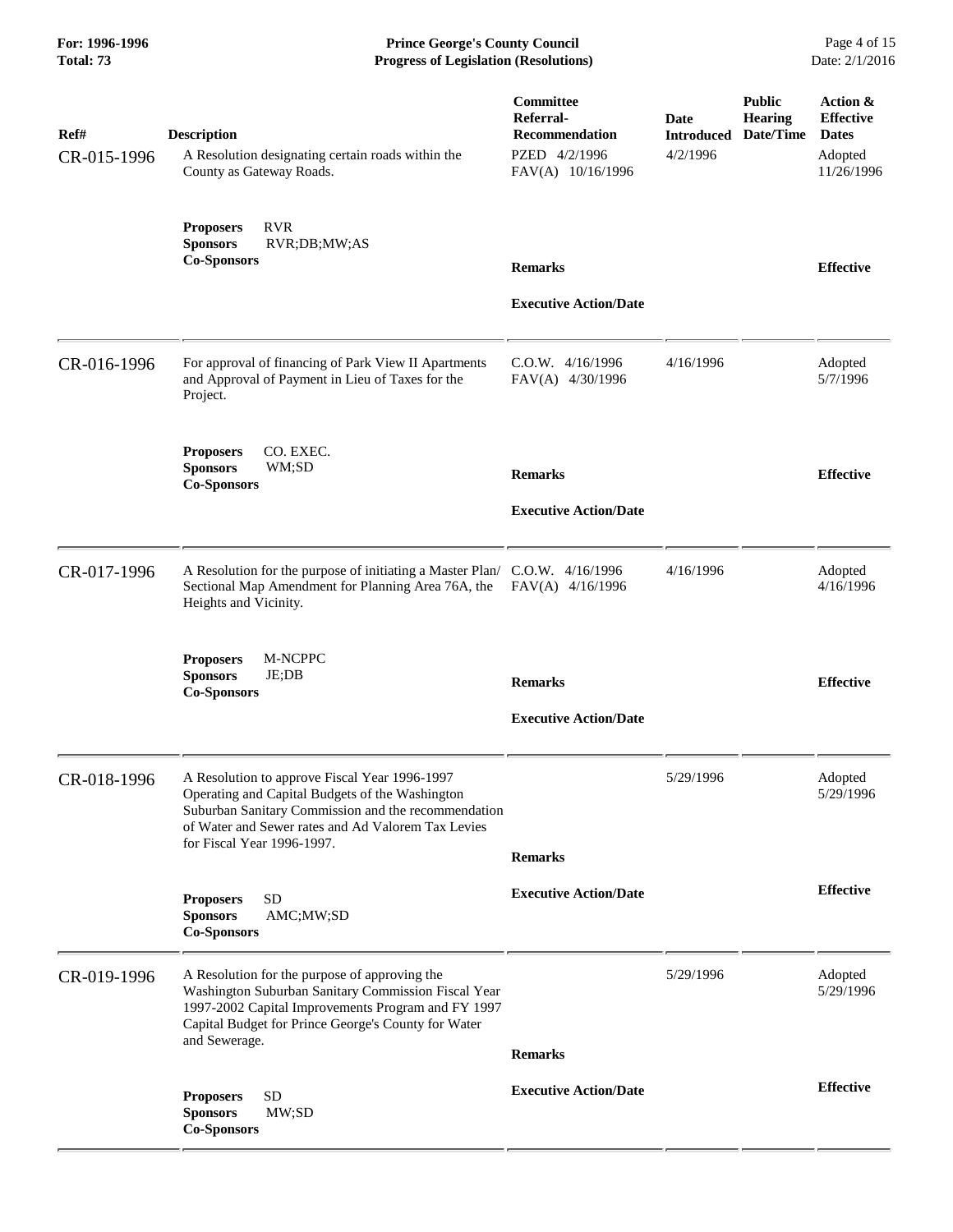| Ref# | Description | Committee Referral-Recommendation | Date Introduced | Public Hearing Date/Time | Action & Effective Dates |
|---|---|---|---|---|---|
| CR-015-1996 | A Resolution designating certain roads within the County as Gateway Roads.<br><br>**Proposers** RVR<br>**Sponsors** RVR;DB;MW;AS<br>**Co-Sponsors** | PZED 4/2/1996<br>FAV(A) 10/16/1996<br><br>**Remarks**<br><br>**Executive Action/Date** | 4/2/1996 | | Adopted 11/26/1996<br><br>**Effective** |
| CR-016-1996 | For approval of financing of Park View II Apartments and Approval of Payment in Lieu of Taxes for the Project.<br><br>**Proposers** CO. EXEC.<br>**Sponsors** WM;SD<br>**Co-Sponsors** | C.O.W. 4/16/1996<br>FAV(A) 4/30/1996<br><br>**Remarks**<br><br>**Executive Action/Date** | 4/16/1996 | | Adopted 5/7/1996<br><br>**Effective** |
| CR-017-1996 | A Resolution for the purpose of initiating a Master Plan/ Sectional Map Amendment for Planning Area 76A, the Heights and Vicinity.<br><br>**Proposers** M-NCPPC<br>**Sponsors** JE;DB<br>**Co-Sponsors** | C.O.W. 4/16/1996<br>FAV(A) 4/16/1996<br><br>**Remarks**<br><br>**Executive Action/Date** | 4/16/1996 | | Adopted 4/16/1996<br><br>**Effective** |
| CR-018-1996 | A Resolution to approve Fiscal Year 1996-1997 Operating and Capital Budgets of the Washington Suburban Sanitary Commission and the recommendation of Water and Sewer rates and Ad Valorem Tax Levies for Fiscal Year 1996-1997.<br><br>**Proposers** SD<br>**Sponsors** AMC;MW;SD<br>**Co-Sponsors** | **Remarks**<br><br>**Executive Action/Date** | 5/29/1996 | | Adopted 5/29/1996<br><br>**Effective** |
| CR-019-1996 | A Resolution for the purpose of approving the Washington Suburban Sanitary Commission Fiscal Year 1997-2002 Capital Improvements Program and FY 1997 Capital Budget for Prince George's County for Water and Sewerage.<br><br>**Proposers** SD<br>**Sponsors** MW;SD<br>**Co-Sponsors** | **Remarks**<br><br>**Executive Action/Date** | 5/29/1996 | | Adopted 5/29/1996<br><br>**Effective** |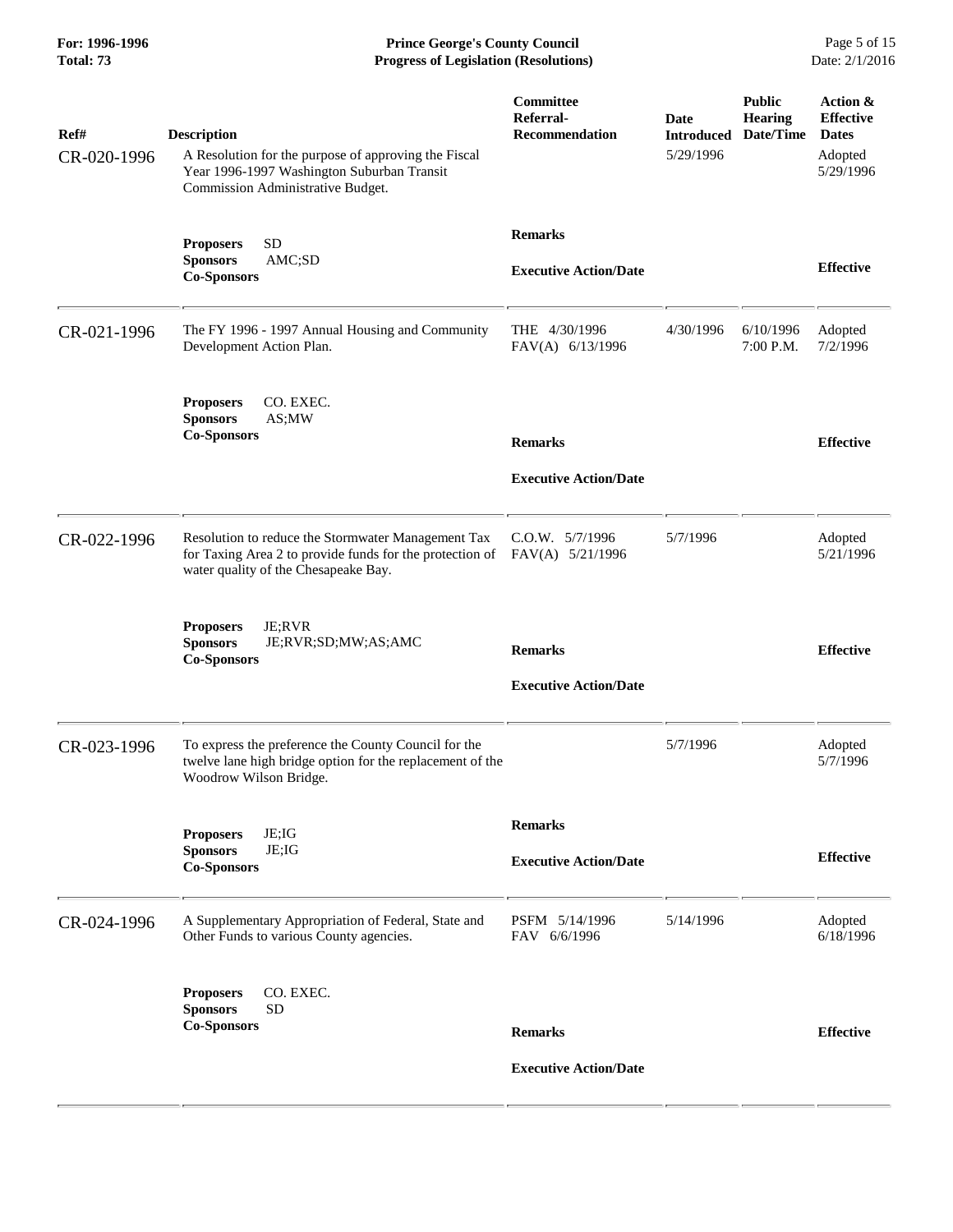| Ref# | Description | Committee Referral-Recommendation | Date Introduced | Public Hearing Date/Time | Action & Effective Dates |
|---|---|---|---|---|---|
| CR-020-1996 | A Resolution for the purpose of approving the Fiscal Year 1996-1997 Washington Suburban Transit Commission Administrative Budget. | | 5/29/1996 | | Adopted 5/29/1996 |
| | **Proposers** SD<br>**Sponsors** AMC;SD<br>**Co-Sponsors** | **Remarks**<br><br>**Executive Action/Date** | | | **Effective** |
| CR-021-1996 | The FY 1996 - 1997 Annual Housing and Community Development Action Plan. | THE 4/30/1996<br>FAV(A) 6/13/1996 | 4/30/1996 | 6/10/1996 7:00 P.M. | Adopted 7/2/1996 |
| | **Proposers** CO. EXEC.<br>**Sponsors** AS;MW<br>**Co-Sponsors** | **Remarks**<br><br>**Executive Action/Date** | | | **Effective** |
| CR-022-1996 | Resolution to reduce the Stormwater Management Tax for Taxing Area 2 to provide funds for the protection of water quality of the Chesapeake Bay. | C.O.W. 5/7/1996<br>FAV(A) 5/21/1996 | 5/7/1996 | | Adopted 5/21/1996 |
| | **Proposers** JE;RVR<br>**Sponsors** JE;RVR;SD;MW;AS;AMC<br>**Co-Sponsors** | **Remarks**<br><br>**Executive Action/Date** | | | **Effective** |
| CR-023-1996 | To express the preference the County Council for the twelve lane high bridge option for the replacement of the Woodrow Wilson Bridge. | | 5/7/1996 | | Adopted 5/7/1996 |
| | **Proposers** JE;IG<br>**Sponsors** JE;IG<br>**Co-Sponsors** | **Remarks**<br><br>**Executive Action/Date** | | | **Effective** |
| CR-024-1996 | A Supplementary Appropriation of Federal, State and Other Funds to various County agencies. | PSFM 5/14/1996<br>FAV 6/6/1996 | 5/14/1996 | | Adopted 6/18/1996 |
| | **Proposers** CO. EXEC.<br>**Sponsors** SD<br>**Co-Sponsors** | **Remarks**<br><br>**Executive Action/Date** | | | **Effective** |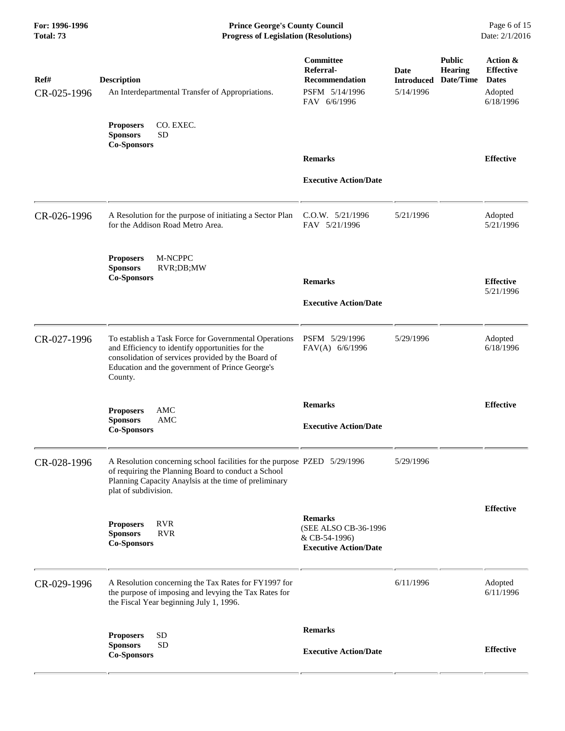| Ref# | Description | Committee Referral-Recommendation | Date Introduced | Public Hearing Date/Time | Action & Effective Dates |
|---|---|---|---|---|---|
| CR-025-1996 | An Interdepartmental Transfer of Appropriations.<br><br>**Proposers** CO. EXEC.<br>**Sponsors** SD<br>**Co-Sponsors** | PSFM 5/14/1996<br>FAV 6/6/1996<br><br>**Remarks**<br><br>**Executive Action/Date** | 5/14/1996 | | Adopted 6/18/1996<br><br>**Effective** |
| CR-026-1996 | A Resolution for the purpose of initiating a Sector Plan for the Addison Road Metro Area.<br><br>**Proposers** M-NCPPC<br>**Sponsors** RVR;DB;MW<br>**Co-Sponsors** | C.O.W. 5/21/1996<br>FAV 5/21/1996<br><br>**Remarks**<br><br>**Executive Action/Date** | 5/21/1996 | | Adopted 5/21/1996<br><br>**Effective** 5/21/1996 |
| CR-027-1996 | To establish a Task Force for Governmental Operations and Efficiency to identify opportunities for the consolidation of services provided by the Board of Education and the government of Prince George's County.<br><br>**Proposers** AMC<br>**Sponsors** AMC<br>**Co-Sponsors** | PSFM 5/29/1996<br>FAV(A) 6/6/1996<br><br>**Remarks**<br><br>**Executive Action/Date** | 5/29/1996 | | Adopted 6/18/1996<br><br>**Effective** |
| CR-028-1996 | A Resolution concerning school facilities for the purpose of requiring the Planning Board to conduct a School Planning Capacity Anaylsis at the time of preliminary plat of subdivision.<br><br>**Proposers** RVR<br>**Sponsors** RVR<br>**Co-Sponsors** | PZED 5/29/1996<br><br>**Remarks**<br>(SEE ALSO CB-36-1996 & CB-54-1996)<br>**Executive Action/Date** | 5/29/1996 | | **Effective** |
| CR-029-1996 | A Resolution concerning the Tax Rates for FY1997 for the purpose of imposing and levying the Tax Rates for the Fiscal Year beginning July 1, 1996.<br><br>**Proposers** SD<br>**Sponsors** SD<br>**Co-Sponsors** | **Remarks**<br><br>**Executive Action/Date** | 6/11/1996 | | Adopted 6/11/1996<br><br>**Effective** |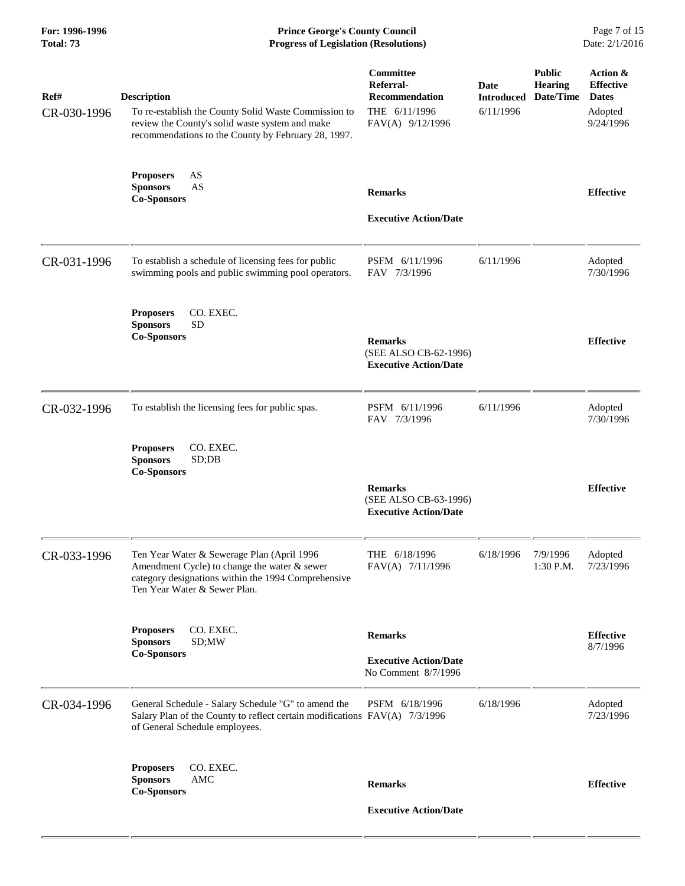| Ref# | Description | Committee Referral-Recommendation | Date Introduced | Public Hearing Date/Time | Action & Effective Dates |
|---|---|---|---|---|---|
| CR-030-1996 | To re-establish the County Solid Waste Commission to review the County's solid waste system and make recommendations to the County by February 28, 1997. | THE 6/11/1996<br>FAV(A) 9/12/1996 | 6/11/1996 | | Adopted<br>9/24/1996 |
| | **Proposers** AS<br>**Sponsors** AS<br>**Co-Sponsors** | **Remarks**<br><br>**Executive Action/Date** | | | **Effective** |
| CR-031-1996 | To establish a schedule of licensing fees for public swimming pools and public swimming pool operators. | PSFM 6/11/1996<br>FAV 7/3/1996 | 6/11/1996 | | Adopted<br>7/30/1996 |
| | **Proposers** CO. EXEC.<br>**Sponsors** SD<br>**Co-Sponsors** | **Remarks**<br>(SEE ALSO CB-62-1996)<br>**Executive Action/Date** | | | **Effective** |
| CR-032-1996 | To establish the licensing fees for public spas. | PSFM 6/11/1996<br>FAV 7/3/1996 | 6/11/1996 | | Adopted<br>7/30/1996 |
| | **Proposers** CO. EXEC.<br>**Sponsors** SD;DB<br>**Co-Sponsors** | **Remarks**<br>(SEE ALSO CB-63-1996)<br>**Executive Action/Date** | | | **Effective** |
| CR-033-1996 | Ten Year Water & Sewerage Plan (April 1996 Amendment Cycle) to change the water & sewer category designations within the 1994 Comprehensive Ten Year Water & Sewer Plan. | THE 6/18/1996<br>FAV(A) 7/11/1996 | 6/18/1996 | 7/9/1996<br>1:30 P.M. | Adopted<br>7/23/1996 |
| | **Proposers** CO. EXEC.<br>**Sponsors** SD;MW<br>**Co-Sponsors** | **Remarks**<br><br>**Executive Action/Date**<br>No Comment 8/7/1996 | | | **Effective**<br>8/7/1996 |
| CR-034-1996 | General Schedule - Salary Schedule "G" to amend the Salary Plan of the County to reflect certain modifications of General Schedule employees. | PSFM 6/18/1996<br>FAV(A) 7/3/1996 | 6/18/1996 | | Adopted<br>7/23/1996 |
| | **Proposers** CO. EXEC.<br>**Sponsors** AMC<br>**Co-Sponsors** | **Remarks**<br><br>**Executive Action/Date** | | | **Effective** |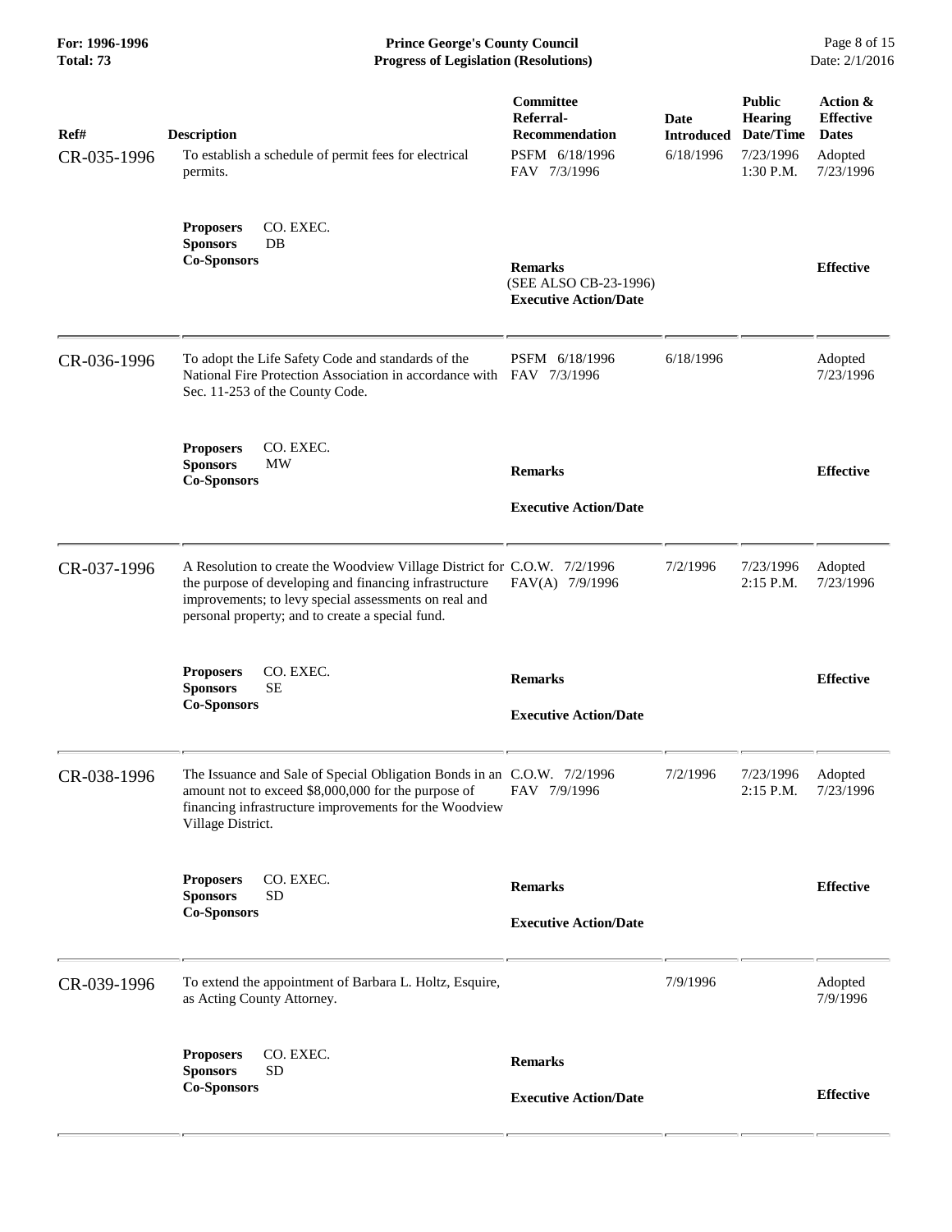| Ref# | Description | Committee Referral-Recommendation | Date Introduced | Public Hearing Date/Time | Action & Effective Dates |
|---|---|---|---|---|---|
| CR-035-1996 | To establish a schedule of permit fees for electrical permits. | PSFM 6/18/1996<br>FAV 7/3/1996 | 6/18/1996 | 7/23/1996<br>1:30 P.M. | Adopted<br>7/23/1996 |
| | **Proposers** CO. EXEC.<br>**Sponsors** DB<br>**Co-Sponsors** | **Remarks**<br>(SEE ALSO CB-23-1996)<br>**Executive Action/Date** | | | **Effective** |
| CR-036-1996 | To adopt the Life Safety Code and standards of the National Fire Protection Association in accordance with Sec. 11-253 of the County Code. | PSFM 6/18/1996<br>FAV 7/3/1996 | 6/18/1996 | | Adopted<br>7/23/1996 |
| | **Proposers** CO. EXEC.<br>**Sponsors** MW<br>**Co-Sponsors** | **Remarks**<br>**Executive Action/Date** | | | **Effective** |
| CR-037-1996 | A Resolution to create the Woodview Village District for the purpose of developing and financing infrastructure improvements; to levy special assessments on real and personal property; and to create a special fund. | C.O.W. 7/2/1996<br>FAV(A) 7/9/1996 | 7/2/1996 | 7/23/1996<br>2:15 P.M. | Adopted<br>7/23/1996 |
| | **Proposers** CO. EXEC.<br>**Sponsors** SE<br>**Co-Sponsors** | **Remarks**<br>**Executive Action/Date** | | | **Effective** |
| CR-038-1996 | The Issuance and Sale of Special Obligation Bonds in an amount not to exceed $8,000,000 for the purpose of financing infrastructure improvements for the Woodview Village District. | C.O.W. 7/2/1996<br>FAV 7/9/1996 | 7/2/1996 | 7/23/1996<br>2:15 P.M. | Adopted<br>7/23/1996 |
| | **Proposers** CO. EXEC.<br>**Sponsors** SD<br>**Co-Sponsors** | **Remarks**<br>**Executive Action/Date** | | | **Effective** |
| CR-039-1996 | To extend the appointment of Barbara L. Holtz, Esquire, as Acting County Attorney. | | 7/9/1996 | | Adopted<br>7/9/1996 |
| | **Proposers** CO. EXEC.<br>**Sponsors** SD<br>**Co-Sponsors** | **Remarks**<br>**Executive Action/Date** | | | **Effective** |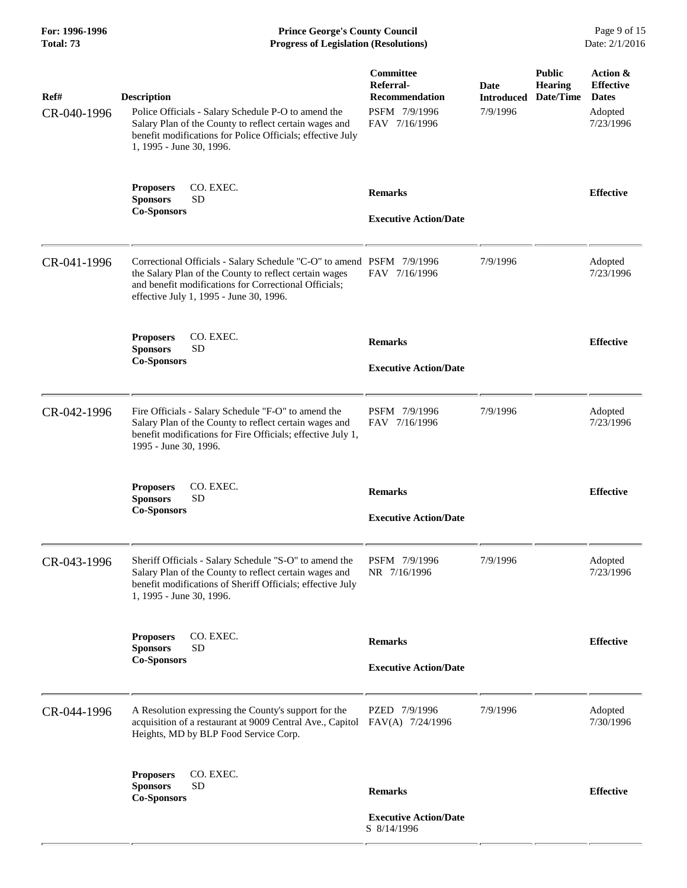| Ref# | Description | Committee Referral-Recommendation | Date Introduced | Public Hearing Date/Time | Action & Effective Dates |
|---|---|---|---|---|---|
| CR-040-1996 | Police Officials - Salary Schedule P-O to amend the Salary Plan of the County to reflect certain wages and benefit modifications for Police Officials; effective July 1, 1995 - June 30, 1996. | PSFM 7/9/1996<br>FAV 7/16/1996 | 7/9/1996 | | Adopted<br>7/23/1996 |
| | **Proposers** CO. EXEC.<br>**Sponsors** SD<br>**Co-Sponsors** | **Remarks**<br><br>**Executive Action/Date** | | | **Effective** |
| CR-041-1996 | Correctional Officials - Salary Schedule "C-O" to amend the Salary Plan of the County to reflect certain wages and benefit modifications for Correctional Officials; effective July 1, 1995 - June 30, 1996. | PSFM 7/9/1996<br>FAV 7/16/1996 | 7/9/1996 | | Adopted<br>7/23/1996 |
| | **Proposers** CO. EXEC.<br>**Sponsors** SD<br>**Co-Sponsors** | **Remarks**<br><br>**Executive Action/Date** | | | **Effective** |
| CR-042-1996 | Fire Officials - Salary Schedule "F-O" to amend the Salary Plan of the County to reflect certain wages and benefit modifications for Fire Officials; effective July 1, 1995 - June 30, 1996. | PSFM 7/9/1996<br>FAV 7/16/1996 | 7/9/1996 | | Adopted<br>7/23/1996 |
| | **Proposers** CO. EXEC.<br>**Sponsors** SD<br>**Co-Sponsors** | **Remarks**<br><br>**Executive Action/Date** | | | **Effective** |
| CR-043-1996 | Sheriff Officials - Salary Schedule "S-O" to amend the Salary Plan of the County to reflect certain wages and benefit modifications of Sheriff Officials; effective July 1, 1995 - June 30, 1996. | PSFM 7/9/1996<br>NR 7/16/1996 | 7/9/1996 | | Adopted<br>7/23/1996 |
| | **Proposers** CO. EXEC.<br>**Sponsors** SD<br>**Co-Sponsors** | **Remarks**<br><br>**Executive Action/Date** | | | **Effective** |
| CR-044-1996 | A Resolution expressing the County's support for the acquisition of a restaurant at 9009 Central Ave., Capitol Heights, MD by BLP Food Service Corp. | PZED 7/9/1996<br>FAV(A) 7/24/1996 | 7/9/1996 | | Adopted<br>7/30/1996 |
| | **Proposers** CO. EXEC.<br>**Sponsors** SD<br>**Co-Sponsors** | **Remarks**<br><br>**Executive Action/Date**<br>S 8/14/1996 | | | **Effective** |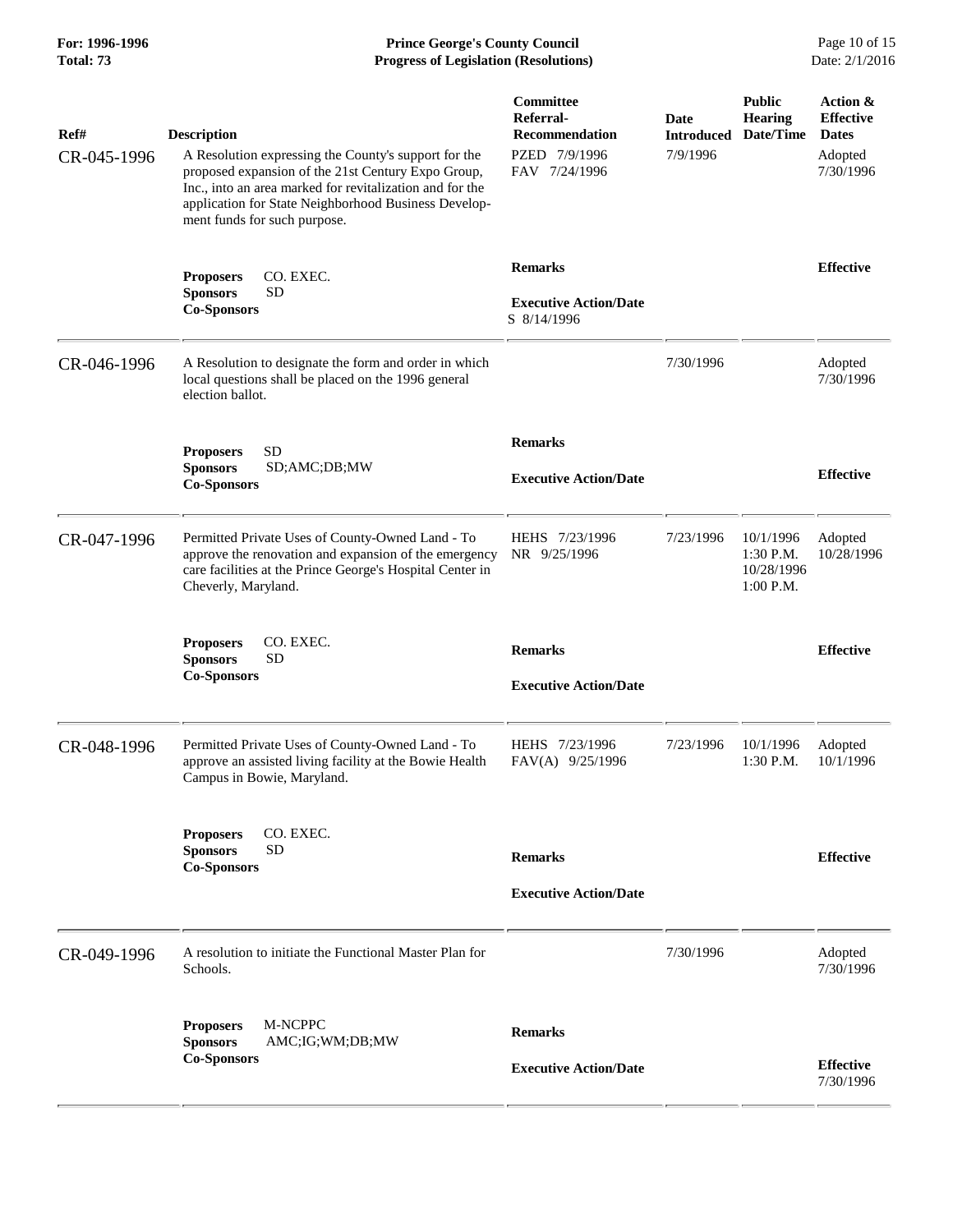| Ref# | Description | Committee Referral-Recommendation | Date Introduced | Public Hearing Date/Time | Action & Effective Dates |
|---|---|---|---|---|---|
| CR-045-1996 | A Resolution expressing the County's support for the proposed expansion of the 21st Century Expo Group, Inc., into an area marked for revitalization and for the application for State Neighborhood Business Development funds for such purpose. | PZED 7/9/1996<br>FAV 7/24/1996 | 7/9/1996 | | Adopted<br>7/30/1996 |
| | **Proposers** CO. EXEC.<br>**Sponsors** SD<br>**Co-Sponsors** | **Remarks**<br><br>**Executive Action/Date**<br>S 8/14/1996 | | | **Effective** |
| CR-046-1996 | A Resolution to designate the form and order in which local questions shall be placed on the 1996 general election ballot. | | 7/30/1996 | | Adopted<br>7/30/1996 |
| | **Proposers** SD<br>**Sponsors** SD;AMC;DB;MW<br>**Co-Sponsors** | **Remarks**<br><br>**Executive Action/Date** | | | **Effective** |
| CR-047-1996 | Permitted Private Uses of County-Owned Land - To approve the renovation and expansion of the emergency care facilities at the Prince George's Hospital Center in Cheverly, Maryland. | HEHS 7/23/1996<br>NR 9/25/1996 | 7/23/1996 | 10/1/1996<br>1:30 P.M.<br>10/28/1996<br>1:00 P.M. | Adopted<br>10/28/1996 |
| | **Proposers** CO. EXEC.<br>**Sponsors** SD<br>**Co-Sponsors** | **Remarks**<br><br>**Executive Action/Date** | | | **Effective** |
| CR-048-1996 | Permitted Private Uses of County-Owned Land - To approve an assisted living facility at the Bowie Health Campus in Bowie, Maryland. | HEHS 7/23/1996<br>FAV(A) 9/25/1996 | 7/23/1996 | 10/1/1996<br>1:30 P.M. | Adopted<br>10/1/1996 |
| | **Proposers** CO. EXEC.<br>**Sponsors** SD<br>**Co-Sponsors** | **Remarks**<br><br>**Executive Action/Date** | | | **Effective** |
| CR-049-1996 | A resolution to initiate the Functional Master Plan for Schools. | | 7/30/1996 | | Adopted<br>7/30/1996 |
| | **Proposers** M-NCPPC<br>**Sponsors** AMC;IG;WM;DB;MW<br>**Co-Sponsors** | **Remarks**<br><br>**Executive Action/Date** | | | **Effective**<br>7/30/1996 |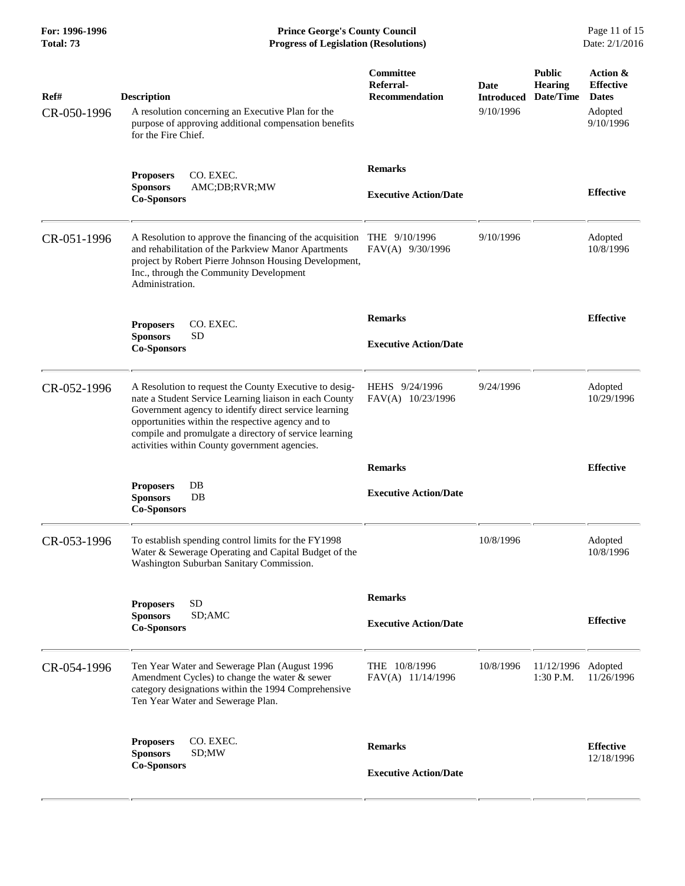| Ref# | Description | Committee Referral-Recommendation | Date Introduced | Public Hearing Date/Time | Action & Effective Dates |
|---|---|---|---|---|---|
| CR-050-1996 | A resolution concerning an Executive Plan for the purpose of approving additional compensation benefits for the Fire Chief. | | 9/10/1996 | | Adopted 9/10/1996 |
| | **Proposers** CO. EXEC. **Sponsors** AMC;DB;RVR;MW **Co-Sponsors** | **Remarks** **Executive Action/Date** | | | **Effective** |
| CR-051-1996 | A Resolution to approve the financing of the acquisition and rehabilitation of the Parkview Manor Apartments project by Robert Pierre Johnson Housing Development, Inc., through the Community Development Administration. | THE 9/10/1996 FAV(A) 9/30/1996 | 9/10/1996 | | Adopted 10/8/1996 |
| | **Proposers** CO. EXEC. **Sponsors** SD **Co-Sponsors** | **Remarks** **Executive Action/Date** | | | **Effective** |
| CR-052-1996 | A Resolution to request the County Executive to designate a Student Service Learning liaison in each County Government agency to identify direct service learning opportunities within the respective agency and to compile and promulgate a directory of service learning activities within County government agencies. | HEHS 9/24/1996 FAV(A) 10/23/1996 | 9/24/1996 | | Adopted 10/29/1996 |
| | **Proposers** DB **Sponsors** DB **Co-Sponsors** | **Remarks** **Executive Action/Date** | | | **Effective** |
| CR-053-1996 | To establish spending control limits for the FY1998 Water & Sewerage Operating and Capital Budget of the Washington Suburban Sanitary Commission. | | 10/8/1996 | | Adopted 10/8/1996 |
| | **Proposers** SD **Sponsors** SD;AMC **Co-Sponsors** | **Remarks** **Executive Action/Date** | | | **Effective** |
| CR-054-1996 | Ten Year Water and Sewerage Plan (August 1996 Amendment Cycles) to change the water & sewer category designations within the 1994 Comprehensive Ten Year Water and Sewerage Plan. | THE 10/8/1996 FAV(A) 11/14/1996 | 10/8/1996 | 11/12/1996 1:30 P.M. | Adopted 11/26/1996 |
| | **Proposers** CO. EXEC. **Sponsors** SD;MW **Co-Sponsors** | **Remarks** **Executive Action/Date** | | | **Effective** 12/18/1996 |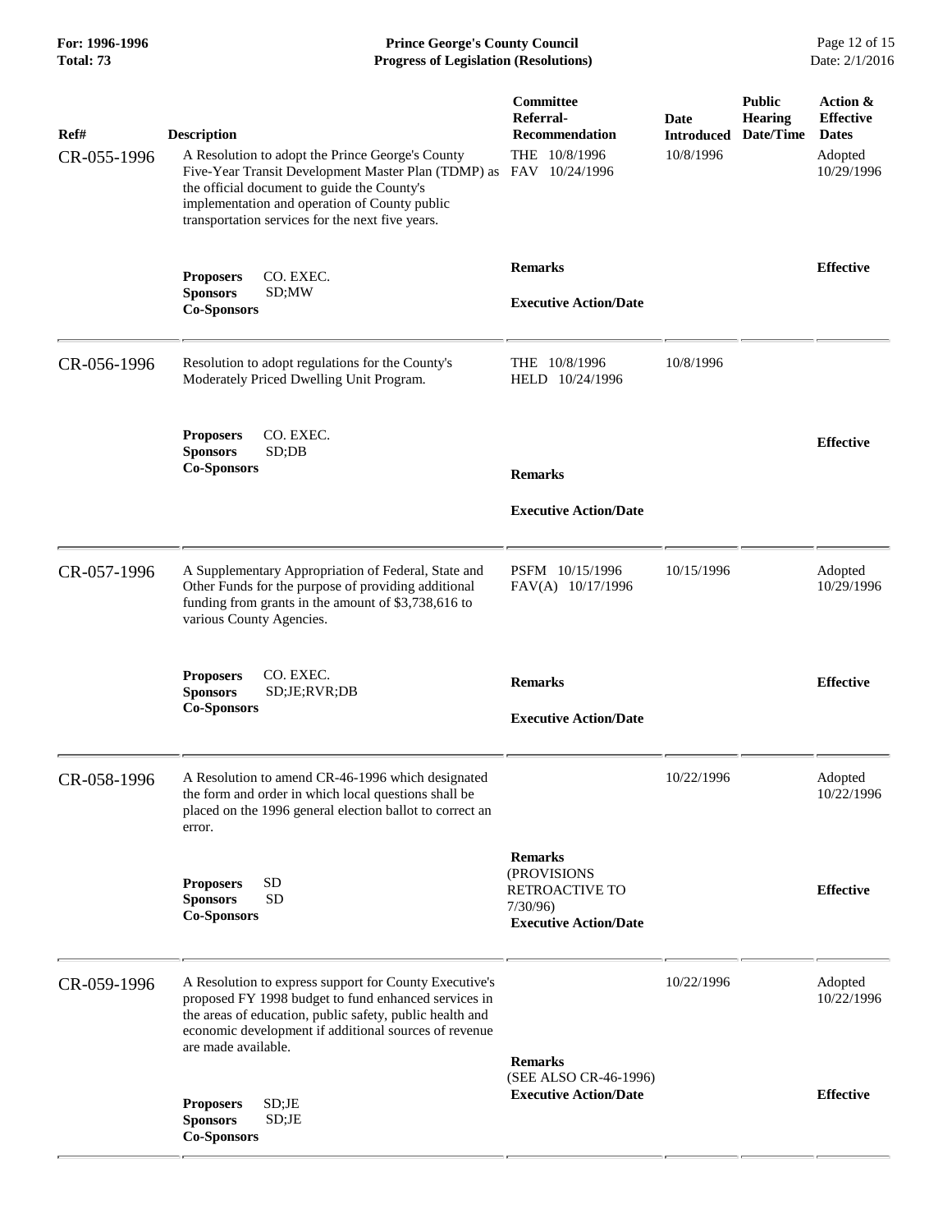| Ref# | Description | Committee Referral-Recommendation | Date Introduced | Public Hearing Date/Time | Action & Effective Dates |
|---|---|---|---|---|---|
| CR-055-1996 | A Resolution to adopt the Prince George's County Five-Year Transit Development Master Plan (TDMP) as the official document to guide the County's implementation and operation of County public transportation services for the next five years. | THE 10/8/1996<br>FAV 10/24/1996 | 10/8/1996 | | Adopted 10/29/1996 |
| | **Proposers** CO. EXEC.<br>**Sponsors** SD;MW<br>**Co-Sponsors** | **Remarks**<br><br>**Executive Action/Date** | | | **Effective** |
| CR-056-1996 | Resolution to adopt regulations for the County's Moderately Priced Dwelling Unit Program. | THE 10/8/1996<br>HELD 10/24/1996 | 10/8/1996 | | |
| | **Proposers** CO. EXEC.<br>**Sponsors** SD;DB<br>**Co-Sponsors** | **Remarks**<br><br>**Executive Action/Date** | | | **Effective** |
| CR-057-1996 | A Supplementary Appropriation of Federal, State and Other Funds for the purpose of providing additional funding from grants in the amount of $3,738,616 to various County Agencies. | PSFM 10/15/1996<br>FAV(A) 10/17/1996 | 10/15/1996 | | Adopted 10/29/1996 |
| | **Proposers** CO. EXEC.<br>**Sponsors** SD;JE;RVR;DB<br>**Co-Sponsors** | **Remarks**<br><br>**Executive Action/Date** | | | **Effective** |
| CR-058-1996 | A Resolution to amend CR-46-1996 which designated the form and order in which local questions shall be placed on the 1996 general election ballot to correct an error. | | 10/22/1996 | | Adopted 10/22/1996 |
| | **Proposers** SD<br>**Sponsors** SD<br>**Co-Sponsors** | **Remarks**<br>(PROVISIONS RETROACTIVE TO 7/30/96)<br>**Executive Action/Date** | | | **Effective** |
| CR-059-1996 | A Resolution to express support for County Executive's proposed FY 1998 budget to fund enhanced services in the areas of education, public safety, public health and economic development if additional sources of revenue are made available. | | 10/22/1996 | | Adopted 10/22/1996 |
| | **Proposers** SD;JE<br>**Sponsors** SD;JE<br>**Co-Sponsors** | **Remarks**<br>(SEE ALSO CR-46-1996)<br>**Executive Action/Date** | | | **Effective** |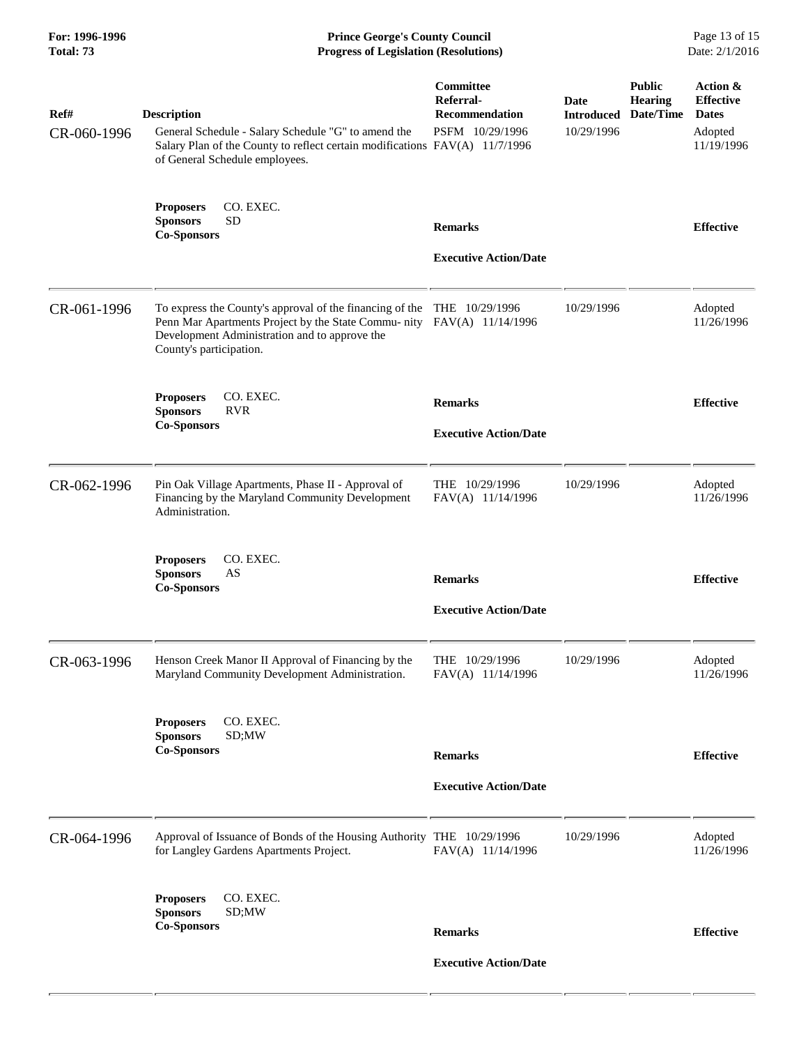| Ref# | Description | Committee Referral-Recommendation | Date Introduced | Public Hearing Date/Time | Action & Effective Dates |
|---|---|---|---|---|---|
| CR-060-1996 | General Schedule - Salary Schedule "G" to amend the Salary Plan of the County to reflect certain modifications of General Schedule employees. | PSFM 10/29/1996<br>FAV(A) 11/7/1996 | 10/29/1996 | | Adopted 11/19/1996 |
| | **Proposers** CO. EXEC.<br>**Sponsors** SD<br>**Co-Sponsors** | **Remarks**<br><br>**Executive Action/Date** | | | **Effective** |
| CR-061-1996 | To express the County's approval of the financing of the Penn Mar Apartments Project by the State Commu- nity Development Administration and to approve the County's participation. | THE 10/29/1996<br>FAV(A) 11/14/1996 | 10/29/1996 | | Adopted 11/26/1996 |
| | **Proposers** CO. EXEC.<br>**Sponsors** RVR<br>**Co-Sponsors** | **Remarks**<br><br>**Executive Action/Date** | | | **Effective** |
| CR-062-1996 | Pin Oak Village Apartments, Phase II - Approval of Financing by the Maryland Community Development Administration. | THE 10/29/1996<br>FAV(A) 11/14/1996 | 10/29/1996 | | Adopted 11/26/1996 |
| | **Proposers** CO. EXEC.<br>**Sponsors** AS<br>**Co-Sponsors** | **Remarks**<br><br>**Executive Action/Date** | | | **Effective** |
| CR-063-1996 | Henson Creek Manor II Approval of Financing by the Maryland Community Development Administration. | THE 10/29/1996<br>FAV(A) 11/14/1996 | 10/29/1996 | | Adopted 11/26/1996 |
| | **Proposers** CO. EXEC.<br>**Sponsors** SD;MW<br>**Co-Sponsors** | **Remarks**<br><br>**Executive Action/Date** | | | **Effective** |
| CR-064-1996 | Approval of Issuance of Bonds of the Housing Authority for Langley Gardens Apartments Project. | THE 10/29/1996<br>FAV(A) 11/14/1996 | 10/29/1996 | | Adopted 11/26/1996 |
| | **Proposers** CO. EXEC.<br>**Sponsors** SD;MW<br>**Co-Sponsors** | **Remarks**<br><br>**Executive Action/Date** | | | **Effective** |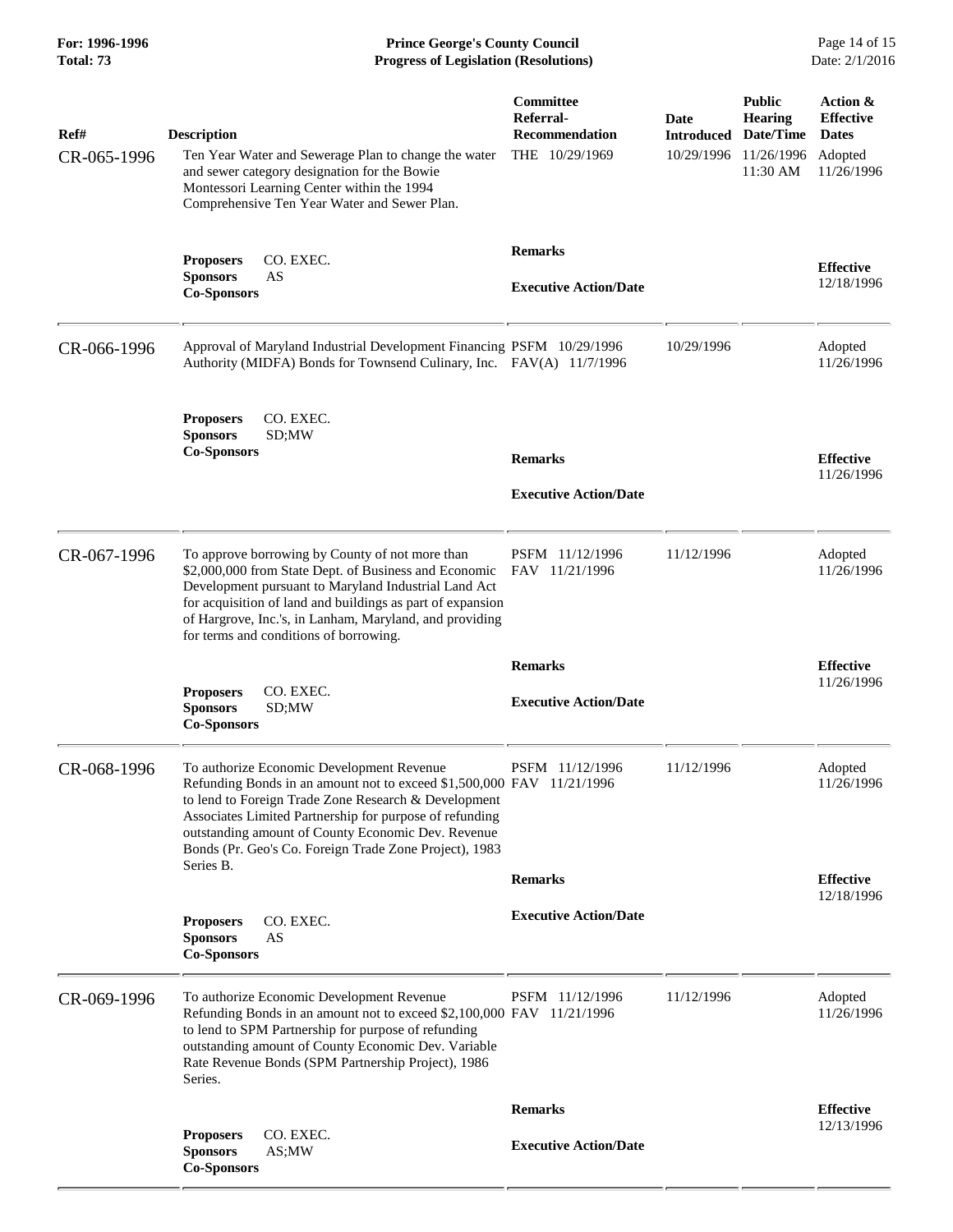| Ref# | Description | Committee Referral-Recommendation | Date Introduced | Public Hearing Date/Time | Action & Effective Dates |
|---|---|---|---|---|---|
| CR-065-1996 | Ten Year Water and Sewerage Plan to change the water and sewer category designation for the Bowie Montessori Learning Center within the 1994 Comprehensive Ten Year Water and Sewer Plan. | THE 10/29/1969 | 10/29/1996 | 11/26/1996 11:30 AM | Adopted 11/26/1996 |
| | **Proposers** CO. EXEC. **Sponsors** AS **Co-Sponsors** | **Remarks** **Executive Action/Date** | | | **Effective** 12/18/1996 |
| CR-066-1996 | Approval of Maryland Industrial Development Financing Authority (MIDFA) Bonds for Townsend Culinary, Inc. | PSFM 10/29/1996 FAV(A) 11/7/1996 | 10/29/1996 | | Adopted 11/26/1996 |
| | **Proposers** CO. EXEC. **Sponsors** SD;MW **Co-Sponsors** | **Remarks** **Executive Action/Date** | | | **Effective** 11/26/1996 |
| CR-067-1996 | To approve borrowing by County of not more than $2,000,000 from State Dept. of Business and Economic Development pursuant to Maryland Industrial Land Act for acquisition of land and buildings as part of expansion of Hargrove, Inc.'s, in Lanham, Maryland, and providing for terms and conditions of borrowing. | PSFM 11/12/1996 FAV 11/21/1996 | 11/12/1996 | | Adopted 11/26/1996 |
| | **Proposers** CO. EXEC. **Sponsors** SD;MW **Co-Sponsors** | **Remarks** **Executive Action/Date** | | | **Effective** 11/26/1996 |
| CR-068-1996 | To authorize Economic Development Revenue Refunding Bonds in an amount not to exceed $1,500,000 to lend to Foreign Trade Zone Research & Development Associates Limited Partnership for purpose of refunding outstanding amount of County Economic Dev. Revenue Bonds (Pr. Geo's Co. Foreign Trade Zone Project), 1983 Series B. | PSFM 11/12/1996 FAV 11/21/1996 | 11/12/1996 | | Adopted 11/26/1996 |
| | **Proposers** CO. EXEC. **Sponsors** AS **Co-Sponsors** | **Remarks** **Executive Action/Date** | | | **Effective** 12/18/1996 |
| CR-069-1996 | To authorize Economic Development Revenue Refunding Bonds in an amount not to exceed $2,100,000 to lend to SPM Partnership for purpose of refunding outstanding amount of County Economic Dev. Variable Rate Revenue Bonds (SPM Partnership Project), 1986 Series. | PSFM 11/12/1996 FAV 11/21/1996 | 11/12/1996 | | Adopted 11/26/1996 |
| | **Proposers** CO. EXEC. **Sponsors** AS;MW **Co-Sponsors** | **Remarks** **Executive Action/Date** | | | **Effective** 12/13/1996 |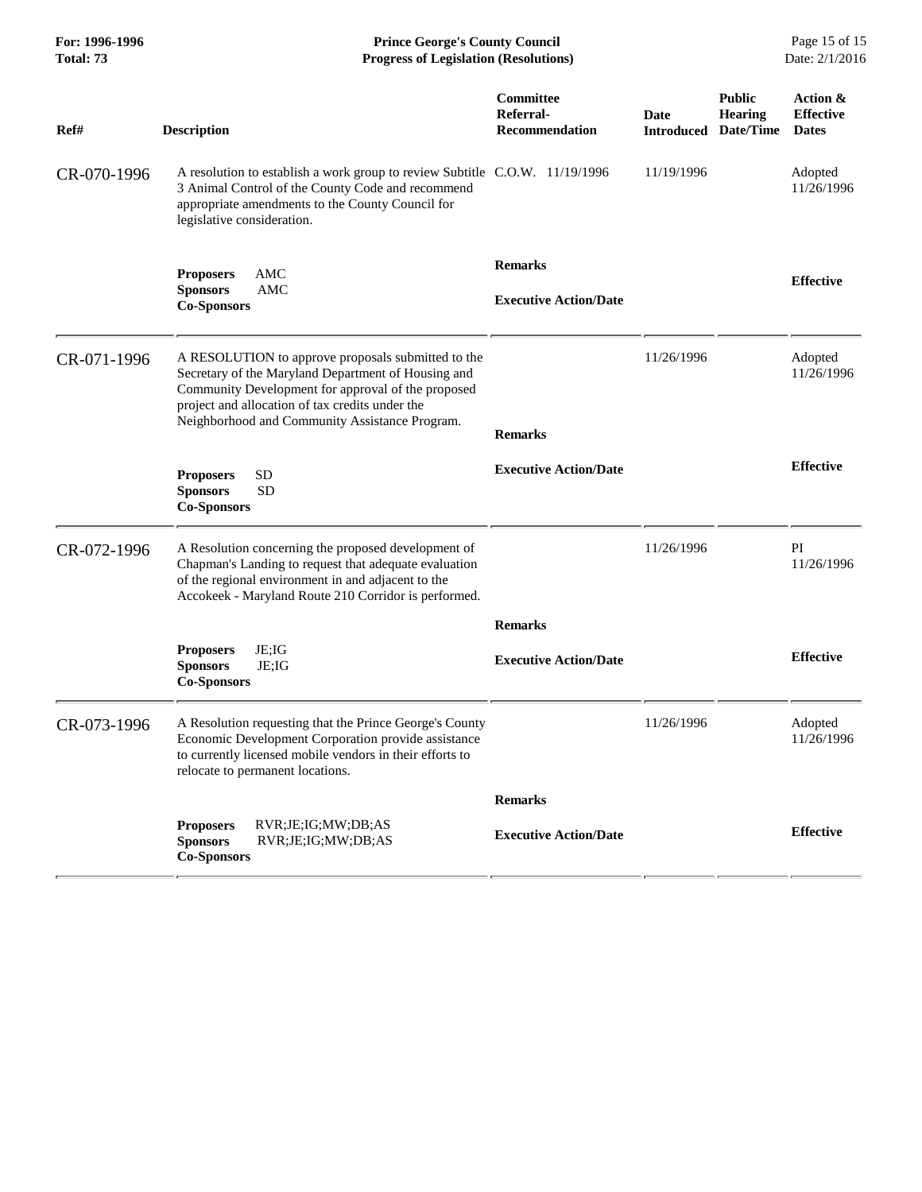| Ref# | Description | Committee Referral-Recommendation | Date Introduced | Public Hearing Date/Time | Action & Effective Dates |
|---|---|---|---|---|---|
| CR-070-1996 | A resolution to establish a work group to review Subtitle 3 Animal Control of the County Code and recommend appropriate amendments to the County Council for legislative consideration. | C.O.W. 11/19/1996 | 11/19/1996 | | Adopted 11/26/1996 |
| | **Proposers** AMC<br>**Sponsors** AMC<br>**Co-Sponsors** | **Remarks**<br><br>**Executive Action/Date** | | | **Effective** |
| CR-071-1996 | A RESOLUTION to approve proposals submitted to the Secretary of the Maryland Department of Housing and Community Development for approval of the proposed project and allocation of tax credits under the Neighborhood and Community Assistance Program. | | 11/26/1996 | | Adopted 11/26/1996 |
| | **Proposers** SD<br>**Sponsors** SD<br>**Co-Sponsors** | **Remarks**<br><br>**Executive Action/Date** | | | **Effective** |
| CR-072-1996 | A Resolution concerning the proposed development of Chapman's Landing to request that adequate evaluation of the regional environment in and adjacent to the Accokeek - Maryland Route 210 Corridor is performed. | | 11/26/1996 | | PI 11/26/1996 |
| | **Proposers** JE;IG<br>**Sponsors** JE;IG<br>**Co-Sponsors** | **Remarks**<br><br>**Executive Action/Date** | | | **Effective** |
| CR-073-1996 | A Resolution requesting that the Prince George's County Economic Development Corporation provide assistance to currently licensed mobile vendors in their efforts to relocate to permanent locations. | | 11/26/1996 | | Adopted 11/26/1996 |
| | **Proposers** RVR;JE;IG;MW;DB;AS<br>**Sponsors** RVR;JE;IG;MW;DB;AS<br>**Co-Sponsors** | **Remarks**<br><br>**Executive Action/Date** | | | **Effective** |